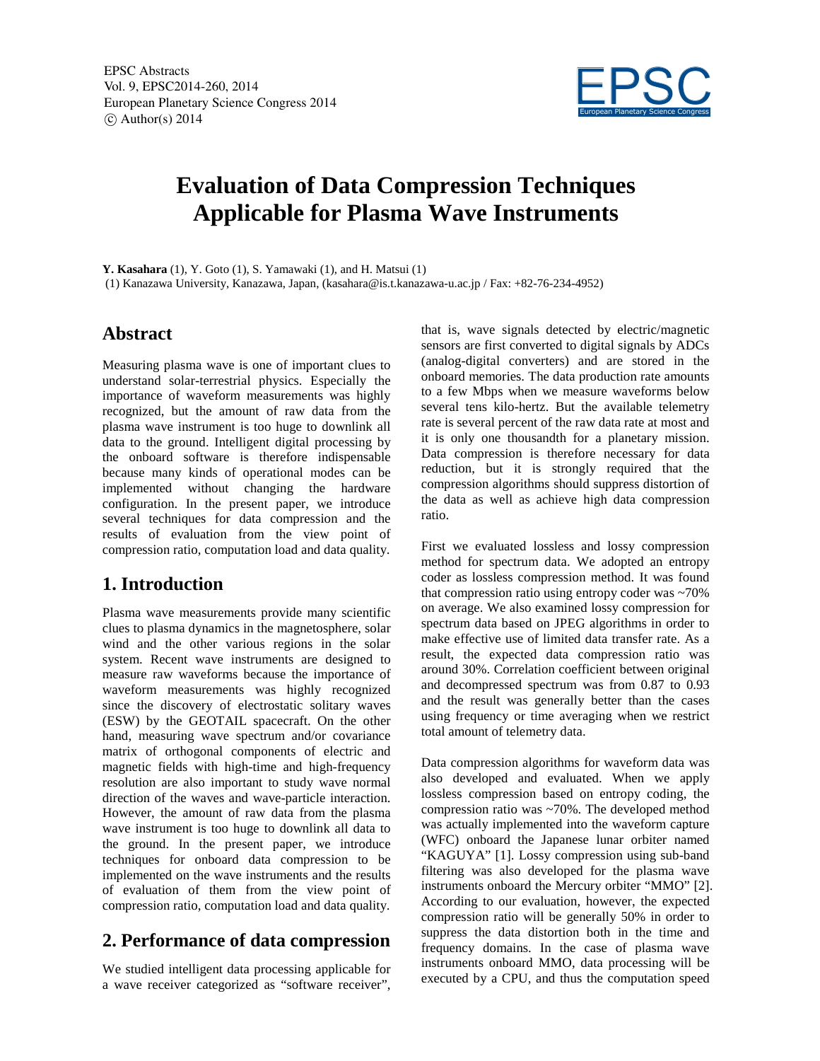# Evaluation of Data Compression Techniques Applicable for Plasma Wave Instruments

**Y. Kasahara** (1), Y. Goto (1), S. Yamawaki (1), and H. Matsui (1)

(1) Kanazawa University, Kanazawa, Japan, (kasahara@is.t.kanazawa-u.ac.jp / Fax: +82-76-234-4952)

## Abstract

Measuring plasma wave is one of important clues to understand solar-terrestrial physics. Especially the importance of waveform measurements was highly recognized, but the amount of raw data from the plasma wave instrument is too huge to downlink all data to the ground. Intelligent digital processing by the onboard software is therefore indispensable because many kinds of operational modes can be implemented without changing the hardware configuration. In the present paper, we introduce several techniques for data compression and the results of evaluation from the view point of compression ratio, computation load and data quality.

## 1. Introduction

Plasma wave measurements provide many scientific clues to plasma dynamics in the magnetosphere, solar wind and the other various regions in the solar system. Recent wave instruments are designed to measure raw waveforms because the importance of waveform measurements was highly recognized since the discovery of electrostatic solitary waves (ESW) by the GEOTAIL spacecraft. On the other hand, measuring wave spectrum and/or covariance matrix of orthogonal components of electric and magnetic fields with high-time and high-frequency resolution are also important to study wave normal direction of the waves and wave-particle interaction. However, the amount of raw data from the plasma wave instrument is too huge to downlink all data to the ground. In the present paper, we introduce techniques for onboard data compression to be implemented on the wave instruments and the results of evaluation of them from the view point of compression ratio, computation load and data quality.

## 2. Performance of data compression

We studied intelligent data processing applicable for a wave receiver categorized as "software receiver", that is, wave signals detected by electric/magnetic sensors are first converted to digital signals by ADCs (analog-digital converters) and are stored in the onboard memories. The data production rate amounts to a few Mbps when we measure waveforms below several tens kilo-hertz. But the available telemetry rate is several percent of the raw data rate at most and it is only one thousandth for a planetary mission. Data compression is therefore necessary for data reduction, but it is strongly required that the compression algorithms should suppress distortion of the data as well as achieve high data compression ratio.

First we evaluated lossless and lossy compression method for spectrum data. We adopted an entropy coder as lossless compression method. It was found that compression ratio using entropy coder was ~70% on average. We also examined lossy compression for spectrum data based on JPEG algorithms in order to make effective use of limited data transfer rate. As a result, the expected data compression ratio was around 30%. Correlation coefficient between original and decompressed spectrum was from 0.87 to 0.93 and the result was generally better than the cases using frequency or time averaging when we restrict total amount of telemetry data.

Data compression algorithms for waveform data was also developed and evaluated. When we apply lossless compression based on entropy coding, the compression ratio was ~70%. The developed method was actually implemented into the waveform capture (WFC) onboard the Japanese lunar orbiter named "KAGUYA" [1]. Lossy compression using sub-band filtering was also developed for the plasma wave instruments onboard the Mercury orbiter "MMO" [2]. According to our evaluation, however, the expected compression ratio will be generally 50% in order to suppress the data distortion both in the time and frequency domains. In the case of plasma wave instruments onboard MMO, data processing will be executed by a CPU, and thus the computation speed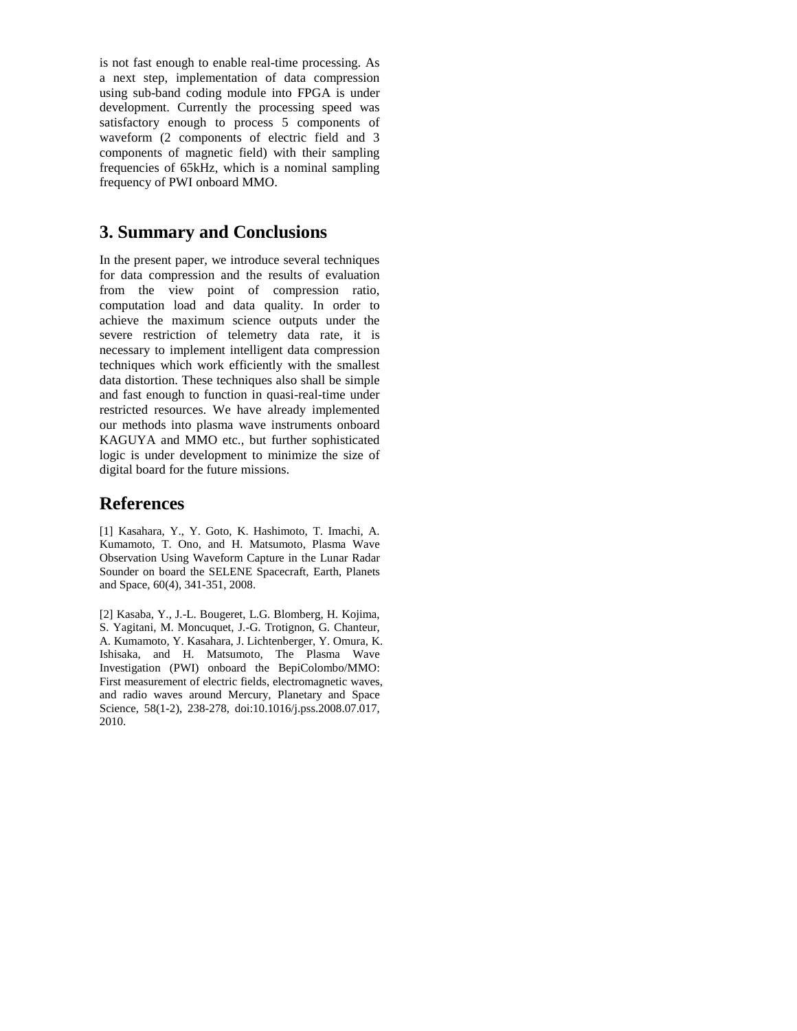is not fast enough to enable real-time processing. As a next step, implementation of data compression using sub-band coding module into FPGA is under development. Currently the processing speed was satisfactory enough to process 5 components of waveform (2 components of electric field and 3 components of magnetic field) with their sampling frequencies of 65kHz, which is a nominal sampling frequency of PWI onboard MMO.

## 3. Summary and Conclusions

In the present paper, we introduce several techniques for data compression and the results of evaluation from the view point of compression ratio, computation load and data quality. In order to achieve the maximum science outputs under the severe restriction of telemetry data rate, it is necessary to implement intelligent data compression techniques which work efficiently with the smallest data distortion. These techniques also shall be simple and fast enough to function in quasi-real-time under restricted resources. We have already implemented our methods into plasma wave instruments onboard KAGUYA and MMO etc., but further sophisticated logic is under development to minimize the size of digital board for the future missions.

## References

[1] Kasahara, Y., Y. Goto, K. Hashimoto, T. Imachi, A. Kumamoto, T. Ono, and H. Matsumoto, Plasma Wave Observation Using Waveform Capture in the Lunar Radar Sounder on board the SELENE Spacecraft, Earth, Planets and Space, 60(4), 341-351, 2008.

[2] Kasaba, Y., J.-L. Bougeret, L.G. Blomberg, H. Kojima, S. Yagitani, M. Moncuquet, J.-G. Trotignon, G. Chanteur, A. Kumamoto, Y. Kasahara, J. Lichtenberger, Y. Omura, K. Ishisaka, and H. Matsumoto, The Plasma Wave Investigation (PWI) onboard the BepiColombo/MMO: First measurement of electric fields, electromagnetic waves, and radio waves around Mercury, Planetary and Space Science, 58(1-2), 238-278, doi:10.1016/j.pss.2008.07.017, 2010.